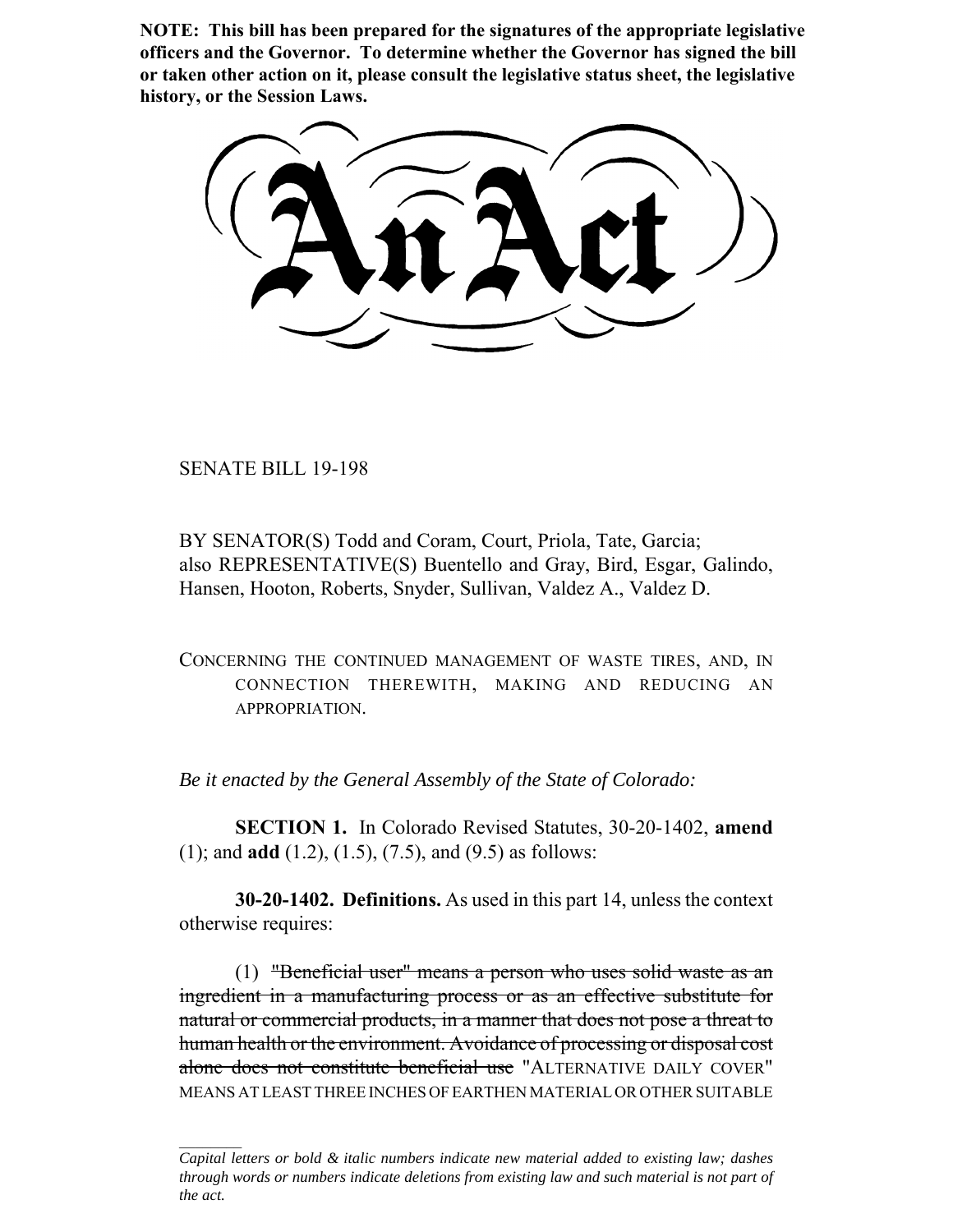**NOTE: This bill has been prepared for the signatures of the appropriate legislative officers and the Governor. To determine whether the Governor has signed the bill or taken other action on it, please consult the legislative status sheet, the legislative history, or the Session Laws.**

# An Act

SENATE BILL 19-198

BY SENATOR(S) Todd and Coram, Court, Priola, Tate, Garcia; also REPRESENTATIVE(S) Buentello and Gray, Bird, Esgar, Galindo, Hansen, Hooton, Roberts, Snyder, Sullivan, Valdez A., Valdez D.

CONCERNING THE CONTINUED MANAGEMENT OF WASTE TIRES, AND, IN CONNECTION THEREWITH, MAKING AND REDUCING AN APPROPRIATION.

*Be it enacted by the General Assembly of the State of Colorado:*

**SECTION 1.** In Colorado Revised Statutes, 30-20-1402, **amend** (1); and **add** (1.2), (1.5), (7.5), and (9.5) as follows:

**30-20-1402. Definitions.** As used in this part 14, unless the context otherwise requires:

(1) ~~"Beneficial user" means a person who uses solid waste as an ingredient in a manufacturing process or as an effective substitute for natural or commercial products, in a manner that does not pose a threat to human health or the environment. Avoidance of processing or disposal cost alone does not constitute beneficial use~~ "ALTERNATIVE DAILY COVER" MEANS AT LEAST THREE INCHES OF EARTHEN MATERIAL OR OTHER SUITABLE

*Capital letters or bold & italic numbers indicate new material added to existing law; dashes through words or numbers indicate deletions from existing law and such material is not part of the act.*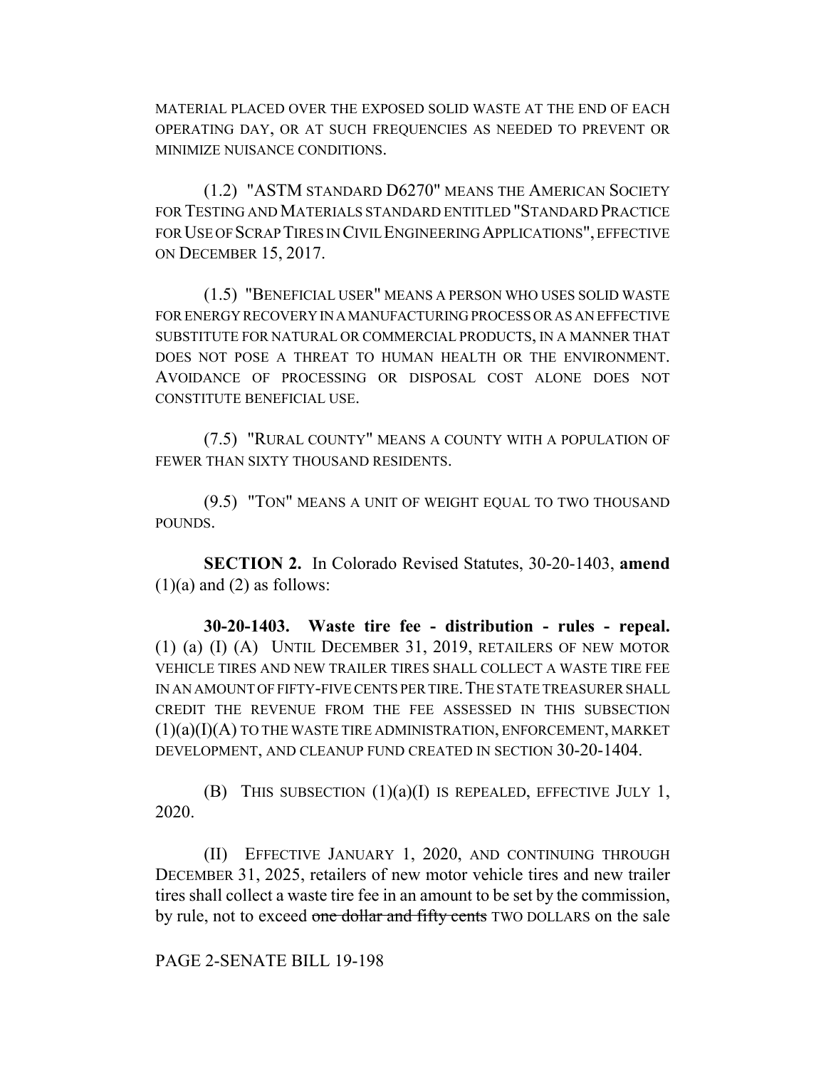MATERIAL PLACED OVER THE EXPOSED SOLID WASTE AT THE END OF EACH OPERATING DAY, OR AT SUCH FREQUENCIES AS NEEDED TO PREVENT OR MINIMIZE NUISANCE CONDITIONS.

(1.2) "ASTM STANDARD D6270" MEANS THE AMERICAN SOCIETY FOR TESTING AND MATERIALS STANDARD ENTITLED "STANDARD PRACTICE FOR USE OF SCRAP TIRES IN CIVIL ENGINEERING APPLICATIONS", EFFECTIVE ON DECEMBER 15, 2017.

(1.5) "BENEFICIAL USER" MEANS A PERSON WHO USES SOLID WASTE FOR ENERGY RECOVERY IN A MANUFACTURING PROCESS OR AS AN EFFECTIVE SUBSTITUTE FOR NATURAL OR COMMERCIAL PRODUCTS, IN A MANNER THAT DOES NOT POSE A THREAT TO HUMAN HEALTH OR THE ENVIRONMENT. AVOIDANCE OF PROCESSING OR DISPOSAL COST ALONE DOES NOT CONSTITUTE BENEFICIAL USE.

(7.5) "RURAL COUNTY" MEANS A COUNTY WITH A POPULATION OF FEWER THAN SIXTY THOUSAND RESIDENTS.

(9.5) "TON" MEANS A UNIT OF WEIGHT EQUAL TO TWO THOUSAND POUNDS.

**SECTION 2.** In Colorado Revised Statutes, 30-20-1403, **amend** (1)(a) and (2) as follows:

**30-20-1403. Waste tire fee - distribution - rules - repeal.** (1) (a) (I) (A) UNTIL DECEMBER 31, 2019, RETAILERS OF NEW MOTOR VEHICLE TIRES AND NEW TRAILER TIRES SHALL COLLECT A WASTE TIRE FEE IN AN AMOUNT OF FIFTY-FIVE CENTS PER TIRE. THE STATE TREASURER SHALL CREDIT THE REVENUE FROM THE FEE ASSESSED IN THIS SUBSECTION (1)(a)(I)(A) TO THE WASTE TIRE ADMINISTRATION, ENFORCEMENT, MARKET DEVELOPMENT, AND CLEANUP FUND CREATED IN SECTION 30-20-1404.

(B) THIS SUBSECTION (1)(a)(I) IS REPEALED, EFFECTIVE JULY 1, 2020.

(II) EFFECTIVE JANUARY 1, 2020, AND CONTINUING THROUGH DECEMBER 31, 2025, retailers of new motor vehicle tires and new trailer tires shall collect a waste tire fee in an amount to be set by the commission, by rule, not to exceed ~~one dollar and fifty cents~~ TWO DOLLARS on the sale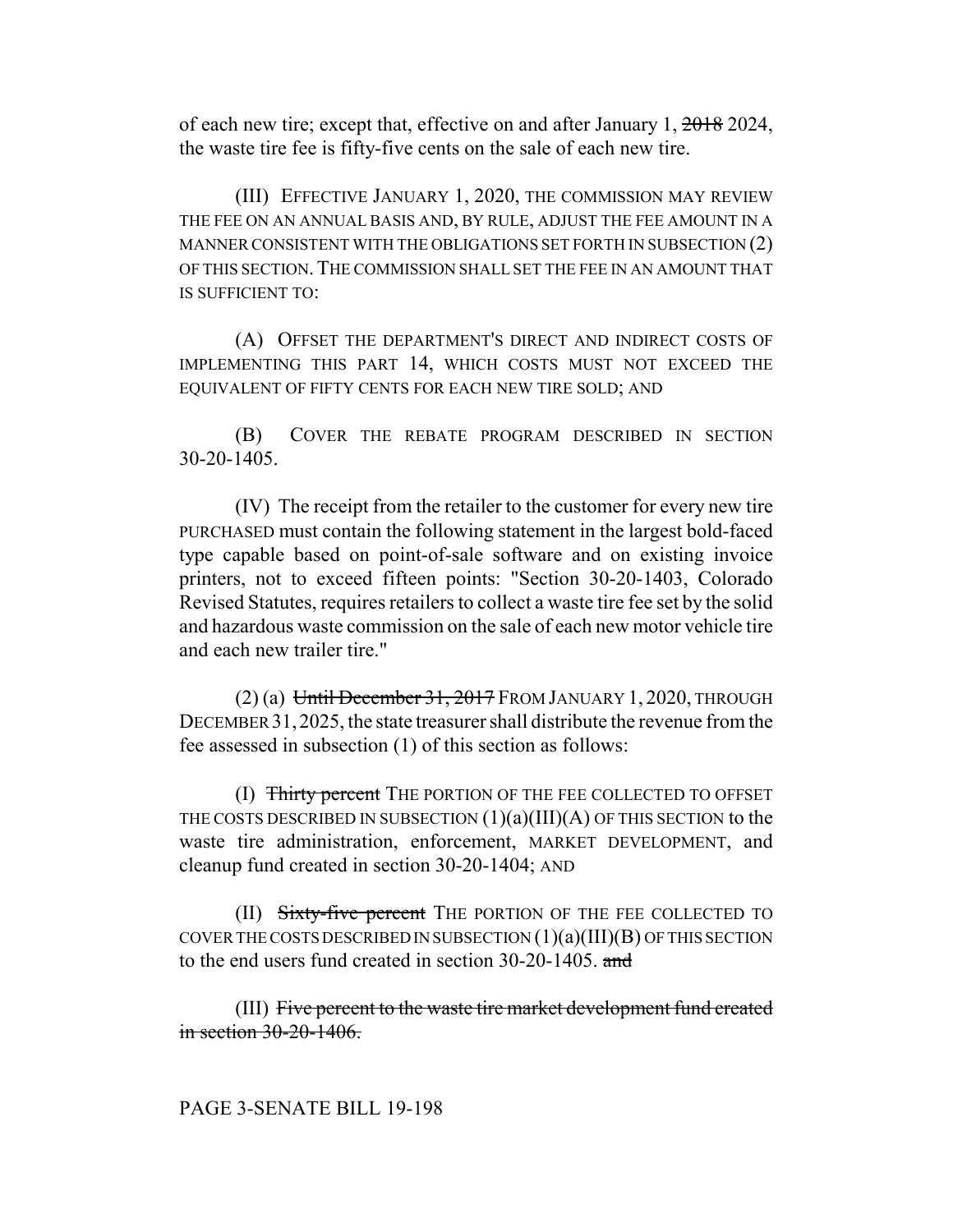of each new tire; except that, effective on and after January 1, ~~2018~~ 2024, the waste tire fee is fifty-five cents on the sale of each new tire.

(III) EFFECTIVE JANUARY 1, 2020, THE COMMISSION MAY REVIEW THE FEE ON AN ANNUAL BASIS AND, BY RULE, ADJUST THE FEE AMOUNT IN A MANNER CONSISTENT WITH THE OBLIGATIONS SET FORTH IN SUBSECTION (2) OF THIS SECTION. THE COMMISSION SHALL SET THE FEE IN AN AMOUNT THAT IS SUFFICIENT TO:

(A) OFFSET THE DEPARTMENT'S DIRECT AND INDIRECT COSTS OF IMPLEMENTING THIS PART 14, WHICH COSTS MUST NOT EXCEED THE EQUIVALENT OF FIFTY CENTS FOR EACH NEW TIRE SOLD; AND

(B) COVER THE REBATE PROGRAM DESCRIBED IN SECTION 30-20-1405.

(IV) The receipt from the retailer to the customer for every new tire PURCHASED must contain the following statement in the largest bold-faced type capable based on point-of-sale software and on existing invoice printers, not to exceed fifteen points: "Section 30-20-1403, Colorado Revised Statutes, requires retailers to collect a waste tire fee set by the solid and hazardous waste commission on the sale of each new motor vehicle tire and each new trailer tire."

(2) (a) ~~Until December 31, 2017~~ FROM JANUARY 1, 2020, THROUGH DECEMBER 31, 2025, the state treasurer shall distribute the revenue from the fee assessed in subsection (1) of this section as follows:

(I) ~~Thirty percent~~ THE PORTION OF THE FEE COLLECTED TO OFFSET THE COSTS DESCRIBED IN SUBSECTION (1)(a)(III)(A) OF THIS SECTION to the waste tire administration, enforcement, MARKET DEVELOPMENT, and cleanup fund created in section 30-20-1404; AND

(II) ~~Sixty-five percent~~ THE PORTION OF THE FEE COLLECTED TO COVER THE COSTS DESCRIBED IN SUBSECTION (1)(a)(III)(B) OF THIS SECTION to the end users fund created in section 30-20-1405. ~~and~~

(III) ~~Five percent to the waste tire market development fund created in section 30-20-1406.~~

PAGE 3-SENATE BILL 19-198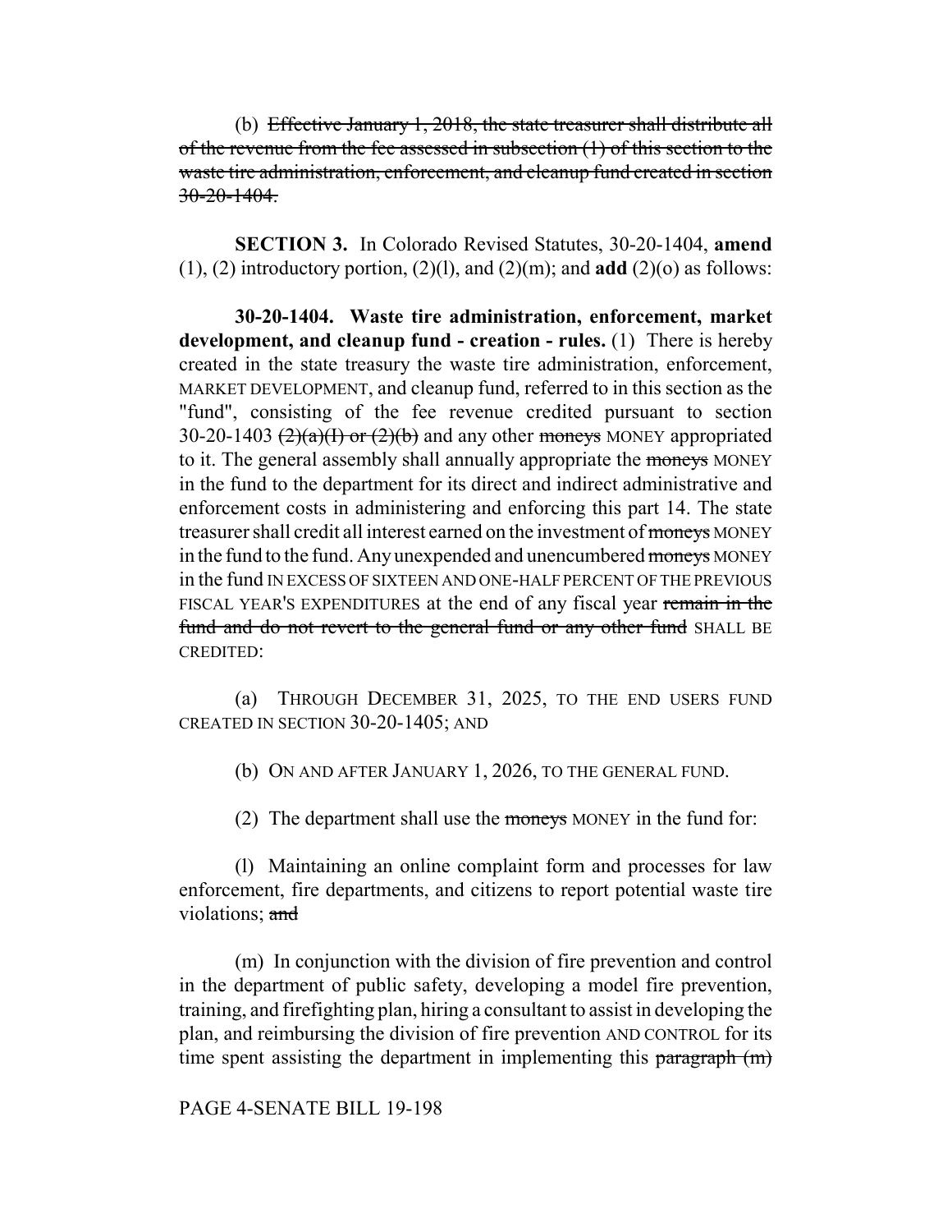(b) ~~Effective January 1, 2018, the state treasurer shall distribute all of the revenue from the fee assessed in subsection (1) of this section to the waste tire administration, enforcement, and cleanup fund created in section 30-20-1404.~~

**SECTION 3.** In Colorado Revised Statutes, 30-20-1404, **amend** (1), (2) introductory portion, (2)(l), and (2)(m); and **add** (2)(o) as follows:

**30-20-1404. Waste tire administration, enforcement, market development, and cleanup fund - creation - rules.** (1) There is hereby created in the state treasury the waste tire administration, enforcement, MARKET DEVELOPMENT, and cleanup fund, referred to in this section as the "fund", consisting of the fee revenue credited pursuant to section 30-20-1403 ~~(2)(a)(I) or (2)(b)~~ and any other ~~moneys~~ MONEY appropriated to it. The general assembly shall annually appropriate the ~~moneys~~ MONEY in the fund to the department for its direct and indirect administrative and enforcement costs in administering and enforcing this part 14. The state treasurer shall credit all interest earned on the investment of ~~moneys~~ MONEY in the fund to the fund. Any unexpended and unencumbered ~~moneys~~ MONEY in the fund IN EXCESS OF SIXTEEN AND ONE-HALF PERCENT OF THE PREVIOUS FISCAL YEAR'S EXPENDITURES at the end of any fiscal year ~~remain in the fund and do not revert to the general fund or any other fund~~ SHALL BE CREDITED:

(a) THROUGH DECEMBER 31, 2025, TO THE END USERS FUND CREATED IN SECTION 30-20-1405; AND

(b) ON AND AFTER JANUARY 1, 2026, TO THE GENERAL FUND.

(2) The department shall use the ~~moneys~~ MONEY in the fund for:

(l) Maintaining an online complaint form and processes for law enforcement, fire departments, and citizens to report potential waste tire violations; ~~and~~

(m) In conjunction with the division of fire prevention and control in the department of public safety, developing a model fire prevention, training, and firefighting plan, hiring a consultant to assist in developing the plan, and reimbursing the division of fire prevention AND CONTROL for its time spent assisting the department in implementing this ~~paragraph (m)~~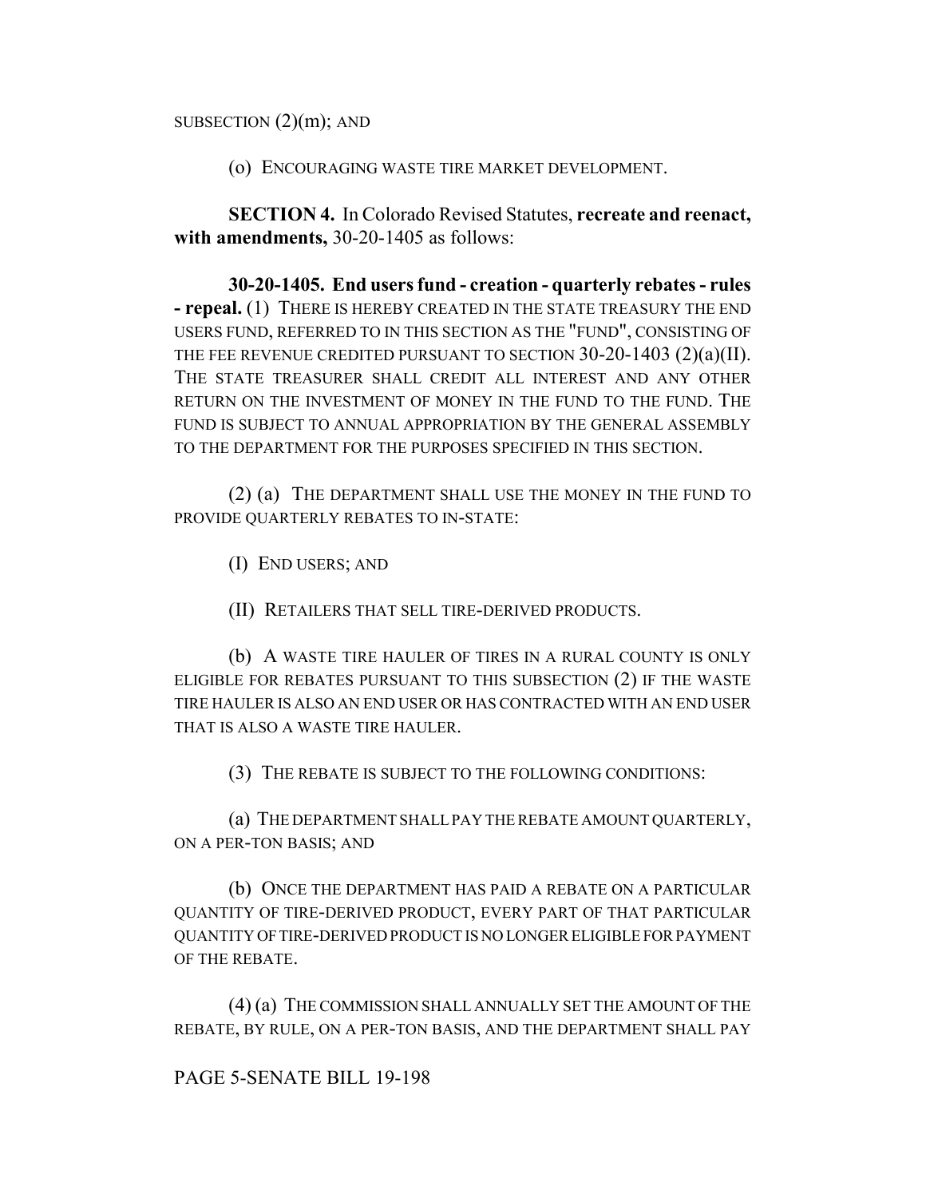SUBSECTION (2)(m); AND

(o) ENCOURAGING WASTE TIRE MARKET DEVELOPMENT.

**SECTION 4.** In Colorado Revised Statutes, **recreate and reenact, with amendments,** 30-20-1405 as follows:

**30-20-1405. End users fund - creation - quarterly rebates - rules - repeal.** (1) THERE IS HEREBY CREATED IN THE STATE TREASURY THE END USERS FUND, REFERRED TO IN THIS SECTION AS THE "FUND", CONSISTING OF THE FEE REVENUE CREDITED PURSUANT TO SECTION 30-20-1403 (2)(a)(II). THE STATE TREASURER SHALL CREDIT ALL INTEREST AND ANY OTHER RETURN ON THE INVESTMENT OF MONEY IN THE FUND TO THE FUND. THE FUND IS SUBJECT TO ANNUAL APPROPRIATION BY THE GENERAL ASSEMBLY TO THE DEPARTMENT FOR THE PURPOSES SPECIFIED IN THIS SECTION.

(2) (a) THE DEPARTMENT SHALL USE THE MONEY IN THE FUND TO PROVIDE QUARTERLY REBATES TO IN-STATE:

(I) END USERS; AND

(II) RETAILERS THAT SELL TIRE-DERIVED PRODUCTS.

(b) A WASTE TIRE HAULER OF TIRES IN A RURAL COUNTY IS ONLY ELIGIBLE FOR REBATES PURSUANT TO THIS SUBSECTION (2) IF THE WASTE TIRE HAULER IS ALSO AN END USER OR HAS CONTRACTED WITH AN END USER THAT IS ALSO A WASTE TIRE HAULER.

(3) THE REBATE IS SUBJECT TO THE FOLLOWING CONDITIONS:

(a) THE DEPARTMENT SHALL PAY THE REBATE AMOUNT QUARTERLY, ON A PER-TON BASIS; AND

(b) ONCE THE DEPARTMENT HAS PAID A REBATE ON A PARTICULAR QUANTITY OF TIRE-DERIVED PRODUCT, EVERY PART OF THAT PARTICULAR QUANTITY OF TIRE-DERIVED PRODUCT IS NO LONGER ELIGIBLE FOR PAYMENT OF THE REBATE.

(4) (a) THE COMMISSION SHALL ANNUALLY SET THE AMOUNT OF THE REBATE, BY RULE, ON A PER-TON BASIS, AND THE DEPARTMENT SHALL PAY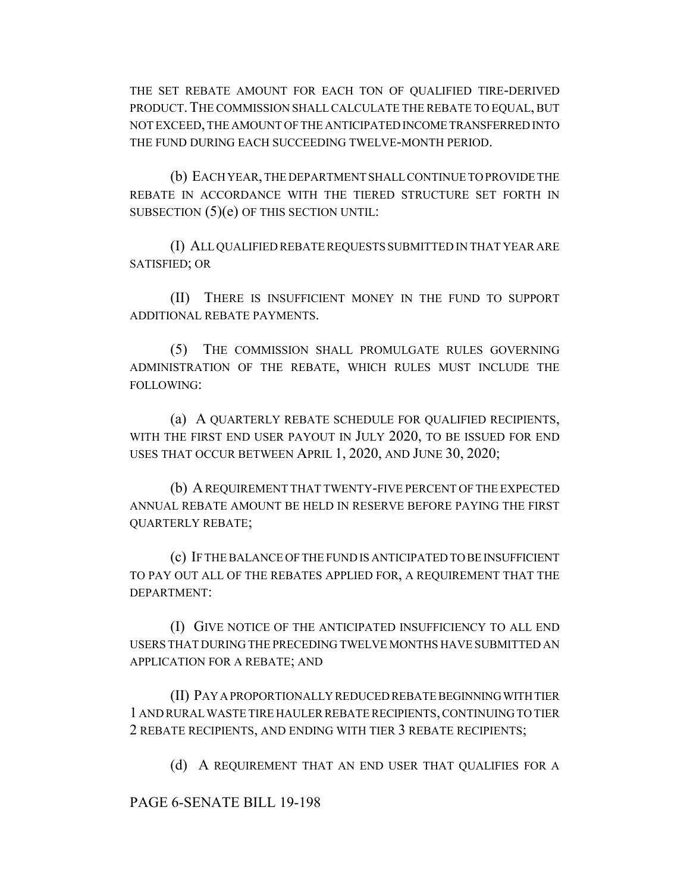THE SET REBATE AMOUNT FOR EACH TON OF QUALIFIED TIRE-DERIVED PRODUCT. THE COMMISSION SHALL CALCULATE THE REBATE TO EQUAL, BUT NOT EXCEED, THE AMOUNT OF THE ANTICIPATED INCOME TRANSFERRED INTO THE FUND DURING EACH SUCCEEDING TWELVE-MONTH PERIOD.

(b) EACH YEAR, THE DEPARTMENT SHALL CONTINUE TO PROVIDE THE REBATE IN ACCORDANCE WITH THE TIERED STRUCTURE SET FORTH IN SUBSECTION (5)(e) OF THIS SECTION UNTIL:

(I) ALL QUALIFIED REBATE REQUESTS SUBMITTED IN THAT YEAR ARE SATISFIED; OR

(II) THERE IS INSUFFICIENT MONEY IN THE FUND TO SUPPORT ADDITIONAL REBATE PAYMENTS.

(5) THE COMMISSION SHALL PROMULGATE RULES GOVERNING ADMINISTRATION OF THE REBATE, WHICH RULES MUST INCLUDE THE FOLLOWING:

(a) A QUARTERLY REBATE SCHEDULE FOR QUALIFIED RECIPIENTS, WITH THE FIRST END USER PAYOUT IN JULY 2020, TO BE ISSUED FOR END USES THAT OCCUR BETWEEN APRIL 1, 2020, AND JUNE 30, 2020;

(b) A REQUIREMENT THAT TWENTY-FIVE PERCENT OF THE EXPECTED ANNUAL REBATE AMOUNT BE HELD IN RESERVE BEFORE PAYING THE FIRST QUARTERLY REBATE;

(c) IF THE BALANCE OF THE FUND IS ANTICIPATED TO BE INSUFFICIENT TO PAY OUT ALL OF THE REBATES APPLIED FOR, A REQUIREMENT THAT THE DEPARTMENT:

(I) GIVE NOTICE OF THE ANTICIPATED INSUFFICIENCY TO ALL END USERS THAT DURING THE PRECEDING TWELVE MONTHS HAVE SUBMITTED AN APPLICATION FOR A REBATE; AND

(II) PAY A PROPORTIONALLY REDUCED REBATE BEGINNING WITH TIER 1 AND RURAL WASTE TIRE HAULER REBATE RECIPIENTS, CONTINUING TO TIER 2 REBATE RECIPIENTS, AND ENDING WITH TIER 3 REBATE RECIPIENTS;

(d) A REQUIREMENT THAT AN END USER THAT QUALIFIES FOR A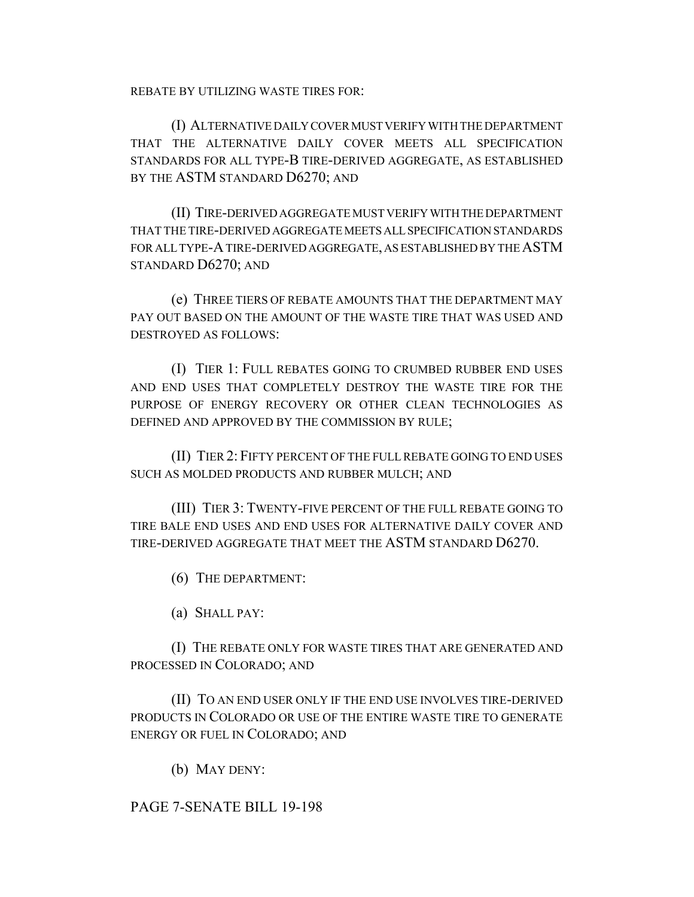REBATE BY UTILIZING WASTE TIRES FOR:

(I) ALTERNATIVE DAILY COVER MUST VERIFY WITH THE DEPARTMENT THAT THE ALTERNATIVE DAILY COVER MEETS ALL SPECIFICATION STANDARDS FOR ALL TYPE-B TIRE-DERIVED AGGREGATE, AS ESTABLISHED BY THE ASTM STANDARD D6270; AND

(II) TIRE-DERIVED AGGREGATE MUST VERIFY WITH THE DEPARTMENT THAT THE TIRE-DERIVED AGGREGATE MEETS ALL SPECIFICATION STANDARDS FOR ALL TYPE-A TIRE-DERIVED AGGREGATE, AS ESTABLISHED BY THE ASTM STANDARD D6270; AND

(e) THREE TIERS OF REBATE AMOUNTS THAT THE DEPARTMENT MAY PAY OUT BASED ON THE AMOUNT OF THE WASTE TIRE THAT WAS USED AND DESTROYED AS FOLLOWS:

(I) TIER 1: FULL REBATES GOING TO CRUMBED RUBBER END USES AND END USES THAT COMPLETELY DESTROY THE WASTE TIRE FOR THE PURPOSE OF ENERGY RECOVERY OR OTHER CLEAN TECHNOLOGIES AS DEFINED AND APPROVED BY THE COMMISSION BY RULE;

(II) TIER 2: FIFTY PERCENT OF THE FULL REBATE GOING TO END USES SUCH AS MOLDED PRODUCTS AND RUBBER MULCH; AND

(III) TIER 3: TWENTY-FIVE PERCENT OF THE FULL REBATE GOING TO TIRE BALE END USES AND END USES FOR ALTERNATIVE DAILY COVER AND TIRE-DERIVED AGGREGATE THAT MEET THE ASTM STANDARD D6270.

(6) THE DEPARTMENT:

(a) SHALL PAY:

(I) THE REBATE ONLY FOR WASTE TIRES THAT ARE GENERATED AND PROCESSED IN COLORADO; AND

(II) TO AN END USER ONLY IF THE END USE INVOLVES TIRE-DERIVED PRODUCTS IN COLORADO OR USE OF THE ENTIRE WASTE TIRE TO GENERATE ENERGY OR FUEL IN COLORADO; AND

(b) MAY DENY: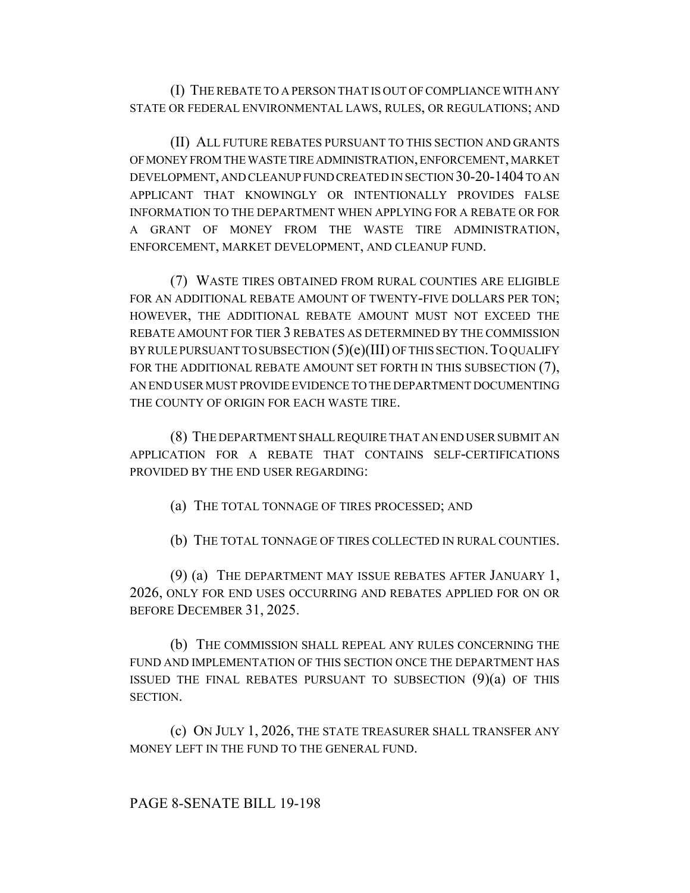(I) THE REBATE TO A PERSON THAT IS OUT OF COMPLIANCE WITH ANY STATE OR FEDERAL ENVIRONMENTAL LAWS, RULES, OR REGULATIONS; AND

(II) ALL FUTURE REBATES PURSUANT TO THIS SECTION AND GRANTS OF MONEY FROM THE WASTE TIRE ADMINISTRATION, ENFORCEMENT, MARKET DEVELOPMENT, AND CLEANUP FUND CREATED IN SECTION 30-20-1404 TO AN APPLICANT THAT KNOWINGLY OR INTENTIONALLY PROVIDES FALSE INFORMATION TO THE DEPARTMENT WHEN APPLYING FOR A REBATE OR FOR A GRANT OF MONEY FROM THE WASTE TIRE ADMINISTRATION, ENFORCEMENT, MARKET DEVELOPMENT, AND CLEANUP FUND.

(7) WASTE TIRES OBTAINED FROM RURAL COUNTIES ARE ELIGIBLE FOR AN ADDITIONAL REBATE AMOUNT OF TWENTY-FIVE DOLLARS PER TON; HOWEVER, THE ADDITIONAL REBATE AMOUNT MUST NOT EXCEED THE REBATE AMOUNT FOR TIER 3 REBATES AS DETERMINED BY THE COMMISSION BY RULE PURSUANT TO SUBSECTION (5)(e)(III) OF THIS SECTION. TO QUALIFY FOR THE ADDITIONAL REBATE AMOUNT SET FORTH IN THIS SUBSECTION (7), AN END USER MUST PROVIDE EVIDENCE TO THE DEPARTMENT DOCUMENTING THE COUNTY OF ORIGIN FOR EACH WASTE TIRE.

(8) THE DEPARTMENT SHALL REQUIRE THAT AN END USER SUBMIT AN APPLICATION FOR A REBATE THAT CONTAINS SELF-CERTIFICATIONS PROVIDED BY THE END USER REGARDING:

(a) THE TOTAL TONNAGE OF TIRES PROCESSED; AND

(b) THE TOTAL TONNAGE OF TIRES COLLECTED IN RURAL COUNTIES.

(9) (a) THE DEPARTMENT MAY ISSUE REBATES AFTER JANUARY 1, 2026, ONLY FOR END USES OCCURRING AND REBATES APPLIED FOR ON OR BEFORE DECEMBER 31, 2025.

(b) THE COMMISSION SHALL REPEAL ANY RULES CONCERNING THE FUND AND IMPLEMENTATION OF THIS SECTION ONCE THE DEPARTMENT HAS ISSUED THE FINAL REBATES PURSUANT TO SUBSECTION (9)(a) OF THIS SECTION.

(c) ON JULY 1, 2026, THE STATE TREASURER SHALL TRANSFER ANY MONEY LEFT IN THE FUND TO THE GENERAL FUND.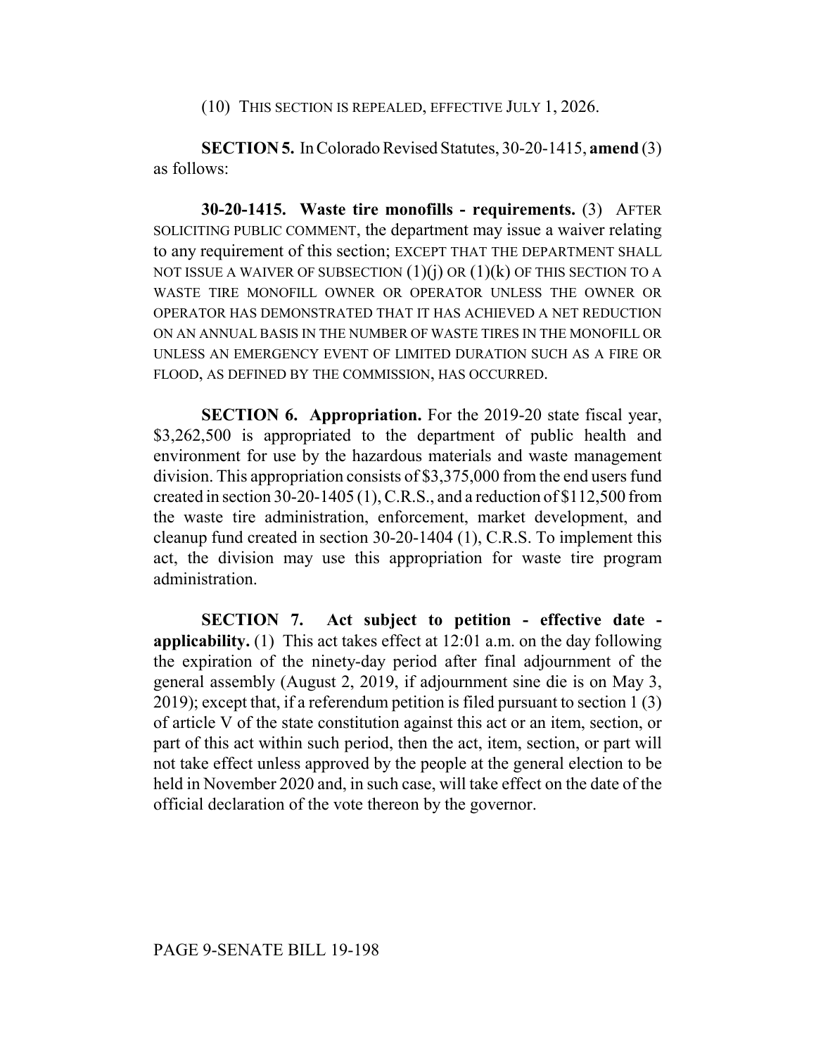(10) THIS SECTION IS REPEALED, EFFECTIVE JULY 1, 2026.

**SECTION 5.** In Colorado Revised Statutes, 30-20-1415, **amend** (3) as follows:

**30-20-1415. Waste tire monofills - requirements.** (3) AFTER SOLICITING PUBLIC COMMENT, the department may issue a waiver relating to any requirement of this section; EXCEPT THAT THE DEPARTMENT SHALL NOT ISSUE A WAIVER OF SUBSECTION (1)(j) OR (1)(k) OF THIS SECTION TO A WASTE TIRE MONOFILL OWNER OR OPERATOR UNLESS THE OWNER OR OPERATOR HAS DEMONSTRATED THAT IT HAS ACHIEVED A NET REDUCTION ON AN ANNUAL BASIS IN THE NUMBER OF WASTE TIRES IN THE MONOFILL OR UNLESS AN EMERGENCY EVENT OF LIMITED DURATION SUCH AS A FIRE OR FLOOD, AS DEFINED BY THE COMMISSION, HAS OCCURRED.

**SECTION 6. Appropriation.** For the 2019-20 state fiscal year, $3,262,500 is appropriated to the department of public health and environment for use by the hazardous materials and waste management division. This appropriation consists of $3,375,000 from the end users fund created in section 30-20-1405 (1), C.R.S., and a reduction of $112,500 from the waste tire administration, enforcement, market development, and cleanup fund created in section 30-20-1404 (1), C.R.S. To implement this act, the division may use this appropriation for waste tire program administration.

**SECTION 7. Act subject to petition - effective date - applicability.** (1) This act takes effect at 12:01 a.m. on the day following the expiration of the ninety-day period after final adjournment of the general assembly (August 2, 2019, if adjournment sine die is on May 3, 2019); except that, if a referendum petition is filed pursuant to section 1 (3) of article V of the state constitution against this act or an item, section, or part of this act within such period, then the act, item, section, or part will not take effect unless approved by the people at the general election to be held in November 2020 and, in such case, will take effect on the date of the official declaration of the vote thereon by the governor.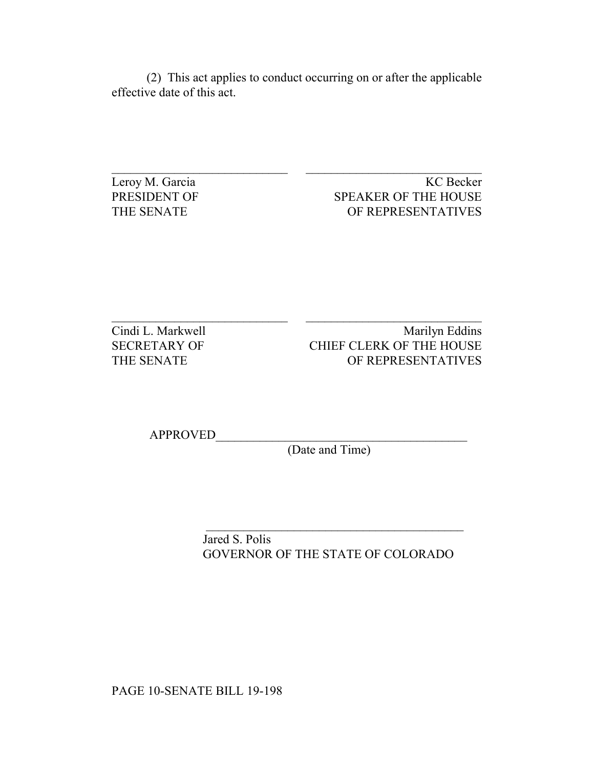(2) This act applies to conduct occurring on or after the applicable effective date of this act.

\_\_\_\_\_\_\_\_\_\_\_\_\_\_\_\_\_\_\_\_\_\_\_\_\_\_\_\_

Leroy M. Garcia
PRESIDENT OF
THE SENATE

\_\_\_\_\_\_\_\_\_\_\_\_\_\_\_\_\_\_\_\_\_\_\_\_\_\_\_\_

KC Becker
SPEAKER OF THE HOUSE
OF REPRESENTATIVES

\_\_\_\_\_\_\_\_\_\_\_\_\_\_\_\_\_\_\_\_\_\_\_\_\_\_\_\_

Cindi L. Markwell
SECRETARY OF
THE SENATE

\_\_\_\_\_\_\_\_\_\_\_\_\_\_\_\_\_\_\_\_\_\_\_\_\_\_\_\_

Marilyn Eddins
CHIEF CLERK OF THE HOUSE
OF REPRESENTATIVES

APPROVED\_\_\_\_\_\_\_\_\_\_\_\_\_\_\_\_\_\_\_\_\_\_\_\_\_\_\_\_\_\_\_\_\_\_\_\_\_\_\_\_
(Date and Time)

\_\_\_\_\_\_\_\_\_\_\_\_\_\_\_\_\_\_\_\_\_\_\_\_\_\_\_\_\_\_\_\_\_\_\_\_\_\_\_\_

Jared S. Polis
GOVERNOR OF THE STATE OF COLORADO

PAGE 10-SENATE BILL 19-198